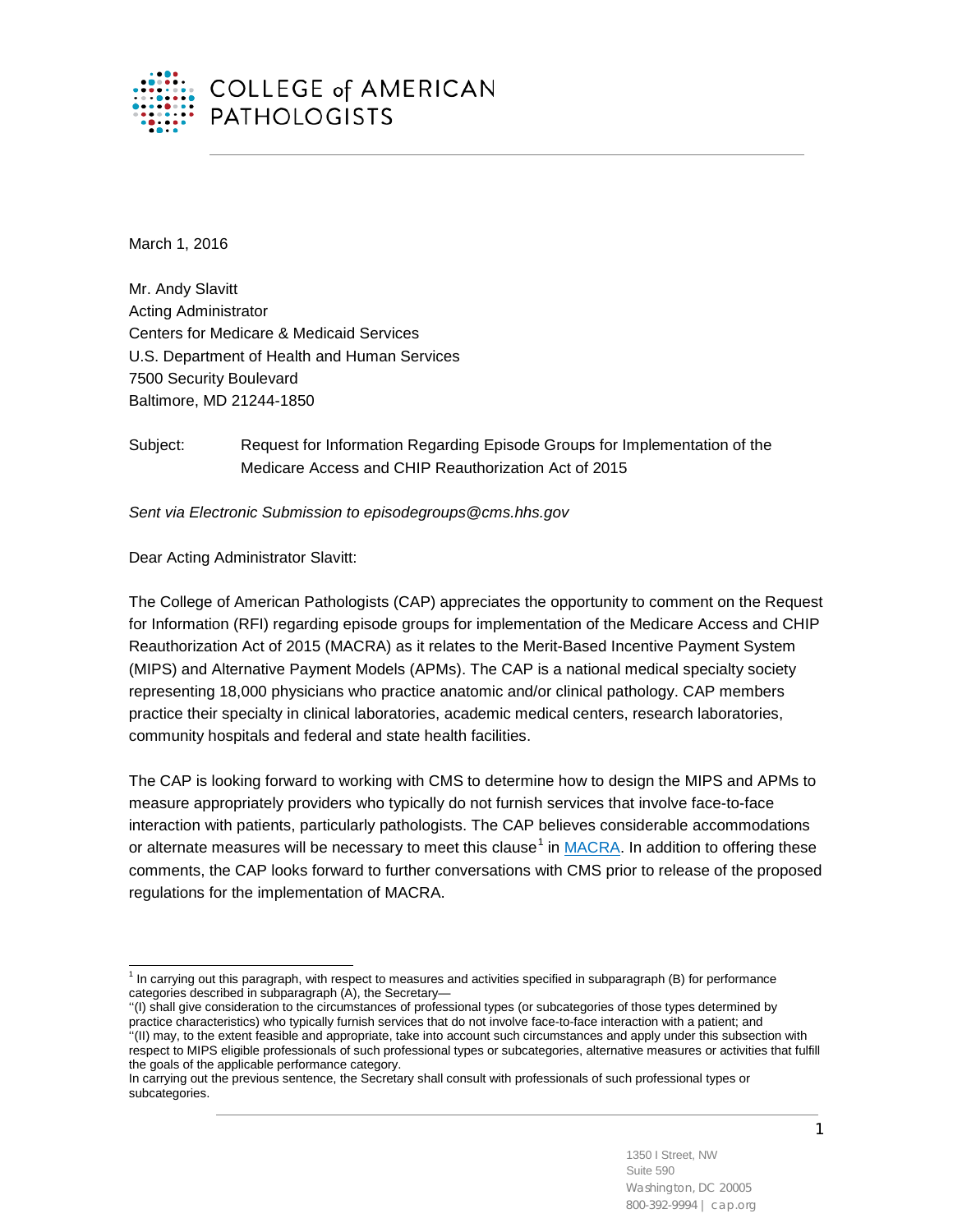COLLEGE of AMERICAN PATHOLOGISTS

March 1, 2016

Mr. Andy Slavitt
Acting Administrator
Centers for Medicare & Medicaid Services
U.S. Department of Health and Human Services
7500 Security Boulevard
Baltimore, MD 21244-1850

Subject: Request for Information Regarding Episode Groups for Implementation of the Medicare Access and CHIP Reauthorization Act of 2015

*Sent via Electronic Submission to episodegroups@cms.hhs.gov*

Dear Acting Administrator Slavitt:

The College of American Pathologists (CAP) appreciates the opportunity to comment on the Request for Information (RFI) regarding episode groups for implementation of the Medicare Access and CHIP Reauthorization Act of 2015 (MACRA) as it relates to the Merit-Based Incentive Payment System (MIPS) and Alternative Payment Models (APMs). The CAP is a national medical specialty society representing 18,000 physicians who practice anatomic and/or clinical pathology. CAP members practice their specialty in clinical laboratories, academic medical centers, research laboratories, community hospitals and federal and state health facilities.

The CAP is looking forward to working with CMS to determine how to design the MIPS and APMs to measure appropriately providers who typically do not furnish services that involve face-to-face interaction with patients, particularly pathologists. The CAP believes considerable accommodations or alternate measures will be necessary to meet this clause[1] in MACRA. In addition to offering these comments, the CAP looks forward to further conversations with CMS prior to release of the proposed regulations for the implementation of MACRA.

---

[1] In carrying out this paragraph, with respect to measures and activities specified in subparagraph (B) for performance categories described in subparagraph (A), the Secretary—
''(I) shall give consideration to the circumstances of professional types (or subcategories of those types determined by practice characteristics) who typically furnish services that do not involve face-to-face interaction with a patient; and
''(II) may, to the extent feasible and appropriate, take into account such circumstances and apply under this subsection with respect to MIPS eligible professionals of such professional types or subcategories, alternative measures or activities that fulfill the goals of the applicable performance category.
In carrying out the previous sentence, the Secretary shall consult with professionals of such professional types or subcategories.

1350 I Street, NW
Suite 590
Washington, DC 20005
800-392-9994 | cap.org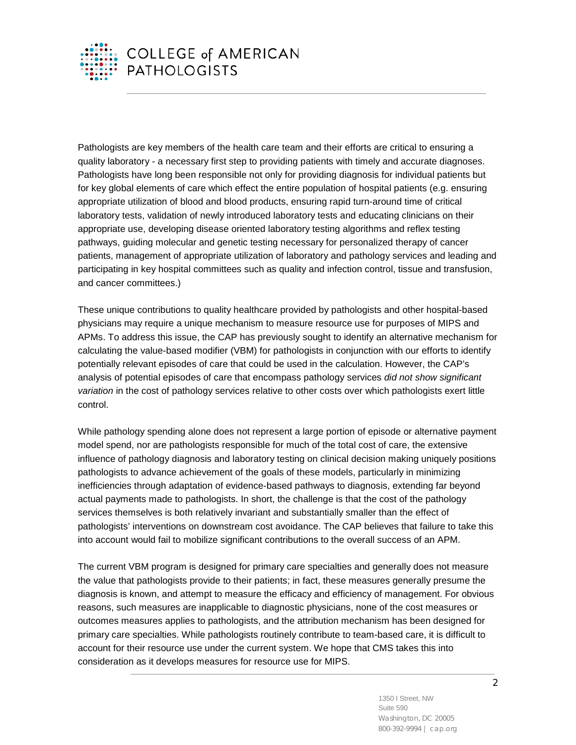Pathologists are key members of the health care team and their efforts are critical to ensuring a quality laboratory - a necessary first step to providing patients with timely and accurate diagnoses. Pathologists have long been responsible not only for providing diagnosis for individual patients but for key global elements of care which effect the entire population of hospital patients (e.g. ensuring appropriate utilization of blood and blood products, ensuring rapid turn-around time of critical laboratory tests, validation of newly introduced laboratory tests and educating clinicians on their appropriate use, developing disease oriented laboratory testing algorithms and reflex testing pathways, guiding molecular and genetic testing necessary for personalized therapy of cancer patients, management of appropriate utilization of laboratory and pathology services and leading and participating in key hospital committees such as quality and infection control, tissue and transfusion, and cancer committees.)

These unique contributions to quality healthcare provided by pathologists and other hospital-based physicians may require a unique mechanism to measure resource use for purposes of MIPS and APMs. To address this issue, the CAP has previously sought to identify an alternative mechanism for calculating the value-based modifier (VBM) for pathologists in conjunction with our efforts to identify potentially relevant episodes of care that could be used in the calculation. However, the CAP's analysis of potential episodes of care that encompass pathology services *did not show significant variation* in the cost of pathology services relative to other costs over which pathologists exert little control.

While pathology spending alone does not represent a large portion of episode or alternative payment model spend, nor are pathologists responsible for much of the total cost of care, the extensive influence of pathology diagnosis and laboratory testing on clinical decision making uniquely positions pathologists to advance achievement of the goals of these models, particularly in minimizing inefficiencies through adaptation of evidence-based pathways to diagnosis, extending far beyond actual payments made to pathologists. In short, the challenge is that the cost of the pathology services themselves is both relatively invariant and substantially smaller than the effect of pathologists' interventions on downstream cost avoidance. The CAP believes that failure to take this into account would fail to mobilize significant contributions to the overall success of an APM.

The current VBM program is designed for primary care specialties and generally does not measure the value that pathologists provide to their patients; in fact, these measures generally presume the diagnosis is known, and attempt to measure the efficacy and efficiency of management. For obvious reasons, such measures are inapplicable to diagnostic physicians, none of the cost measures or outcomes measures applies to pathologists, and the attribution mechanism has been designed for primary care specialties. While pathologists routinely contribute to team-based care, it is difficult to account for their resource use under the current system. We hope that CMS takes this into consideration as it develops measures for resource use for MIPS.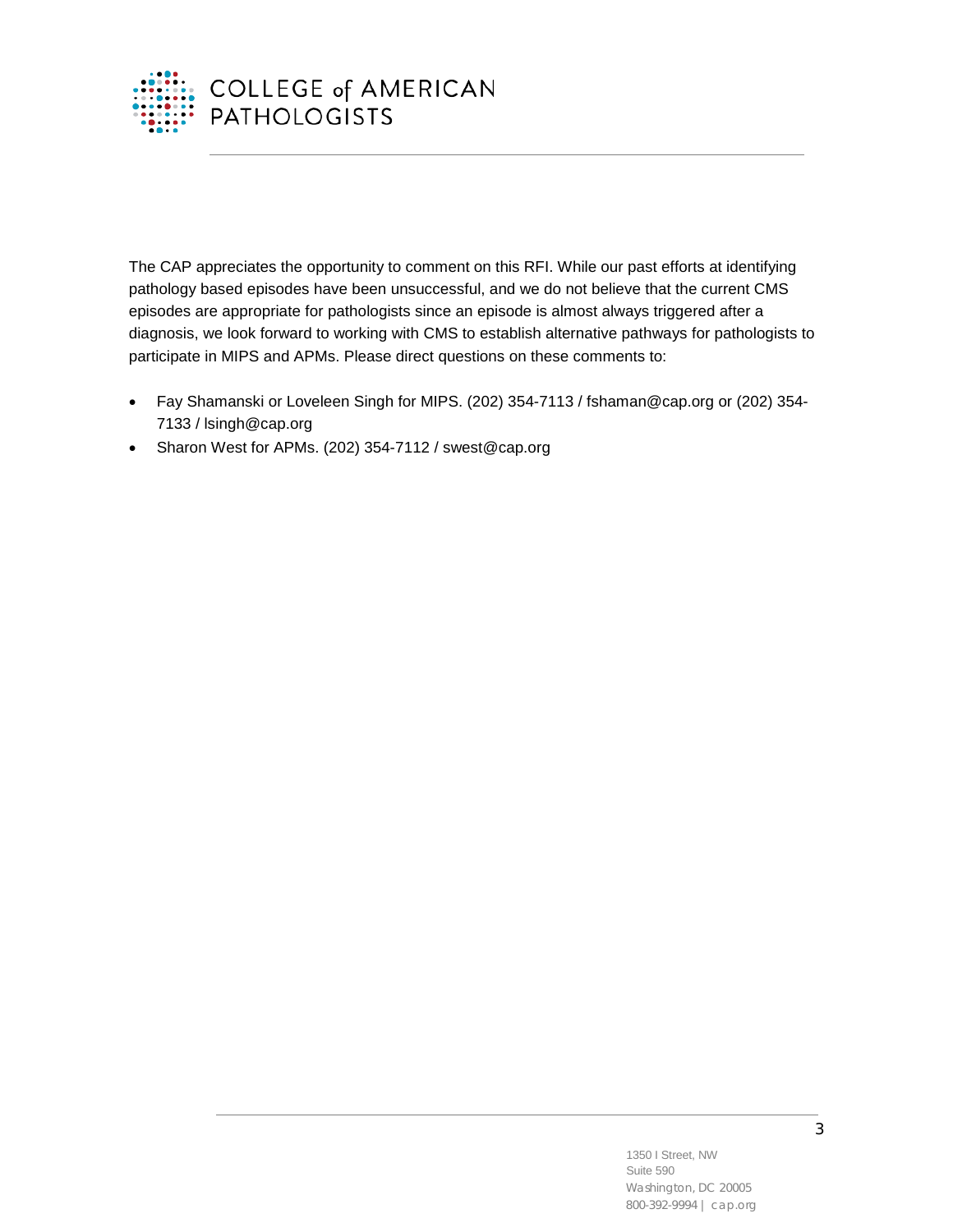The CAP appreciates the opportunity to comment on this RFI. While our past efforts at identifying pathology based episodes have been unsuccessful, and we do not believe that the current CMS episodes are appropriate for pathologists since an episode is almost always triggered after a diagnosis, we look forward to working with CMS to establish alternative pathways for pathologists to participate in MIPS and APMs. Please direct questions on these comments to:

- Fay Shamanski or Loveleen Singh for MIPS. (202) 354-7113 / fshaman@cap.org or (202) 354-7133 / lsingh@cap.org
- Sharon West for APMs. (202) 354-7112 / swest@cap.org